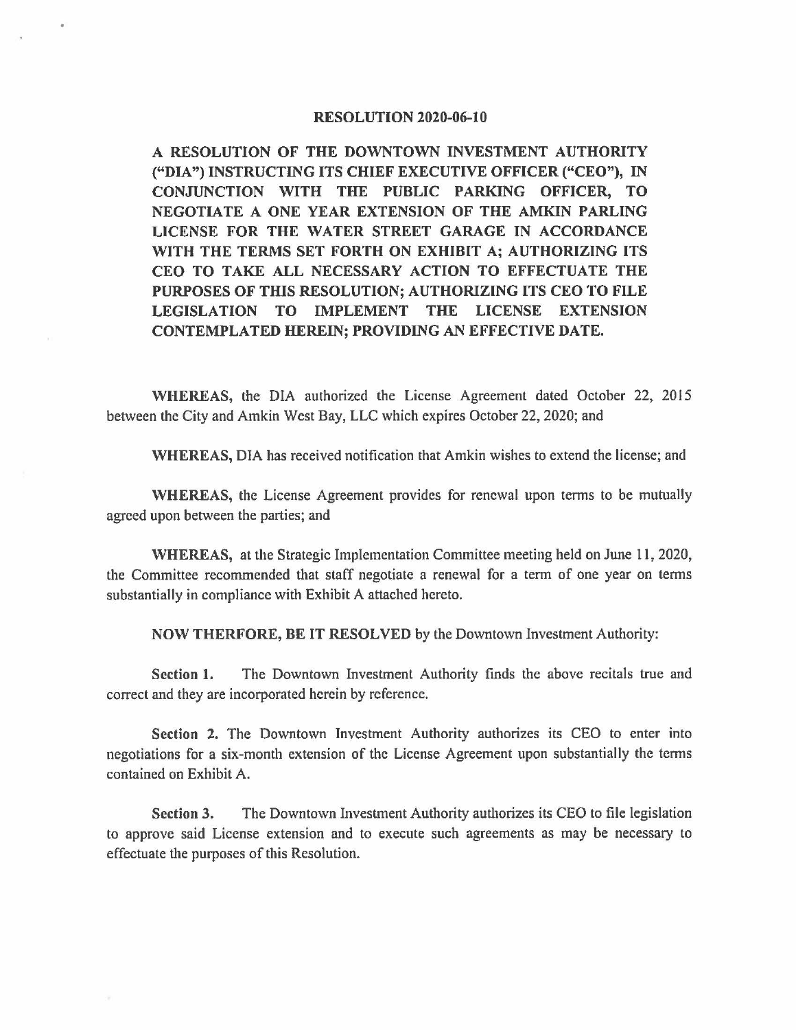# RESOLUTION 2020-06-10

**A RESOLUTION OF THE DOWNTOWN INVESTMENT AUTHORITY ("DIA") INSTRUCTING ITS CHIEF EXECUTIVE OFFICER ("CEO"), IN CONJUNCTION WITH THE PUBLIC PARKING OFFICER, TO NEGOTIATE A ONE YEAR EXTENSION OF THE AMKIN PARLING LICENSE FOR THE WATER STREET GARAGE IN ACCORDANCE WITH THE TERMS SET FORTH ON EXHIBIT A; AUTHORIZING ITS CEO TO TAKE ALL NECESSARY ACTION TO EFFECTUATE THE PURPOSES OF THIS RESOLUTION; AUTHORIZING ITS CEO TO FILE LEGISLATION TO IMPLEMENT THE LICENSE EXTENSION CONTEMPLATED HEREIN; PROVIDING AN EFFECTIVE DATE.**

**WHEREAS,** the DIA authorized the License Agreement dated October 22, 2015 between the City and Amkin West Bay, LLC which expires October 22, 2020; and

**WHEREAS,** DIA has received notification that Amkin wishes to extend the license; and

**WHEREAS,** the License Agreement provides for renewal upon terms to be mutually agreed upon between the parties; and

**WHEREAS,** at the Strategic Implementation Committee meeting held on June 11, 2020, the Committee recommended that staff negotiate a renewal for a term of one year on terms substantially in compliance with Exhibit A attached hereto.

**NOW THERFORE, BE IT RESOLVED** by the Downtown Investment Authority:

**Section 1.** The Downtown Investment Authority finds the above recitals true and correct and they are incorporated herein by reference.

**Section 2.** The Downtown Investment Authority authorizes its CEO to enter into negotiations for a six-month extension of the License Agreement upon substantially the terms contained on Exhibit A.

**Section 3.** The Downtown Investment Authority authorizes its CEO to file legislation to approve said License extension and to execute such agreements as may be necessary to effectuate the purposes of this Resolution.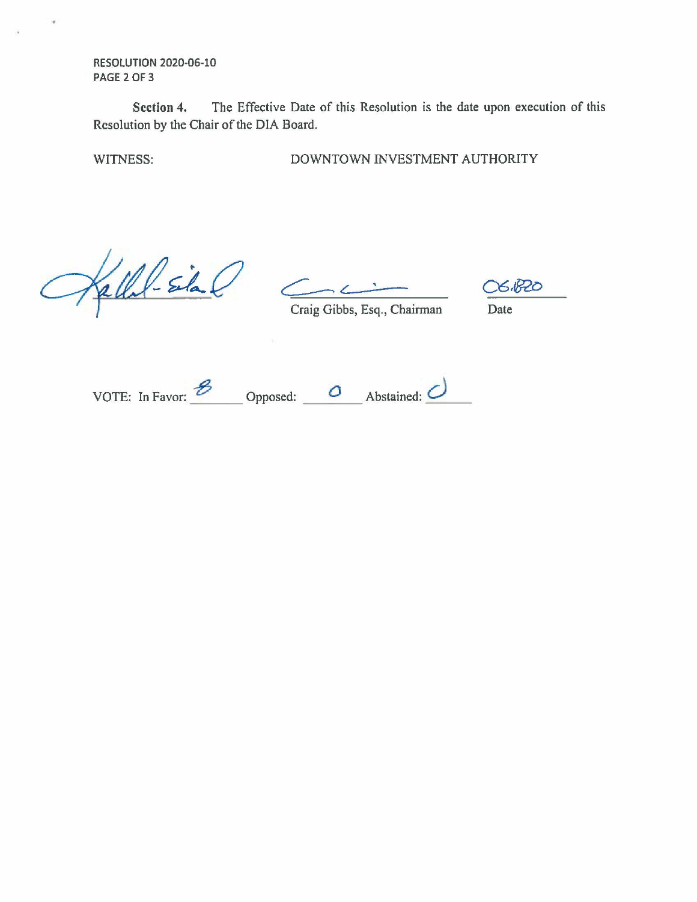RESOLUTION 2020-06-10

**Section 4.** The Effective Date of this Resolution is the date upon execution of this Resolution by the Chair of the DIA Board.

WITNESS: DOWNTOWN INVESTMENT AUTHORITY

Craig Gibbs, Esq., Chairman

Date: 06.18.20

VOTE: In Favor: 8 Opposed: 0 Abstained: 0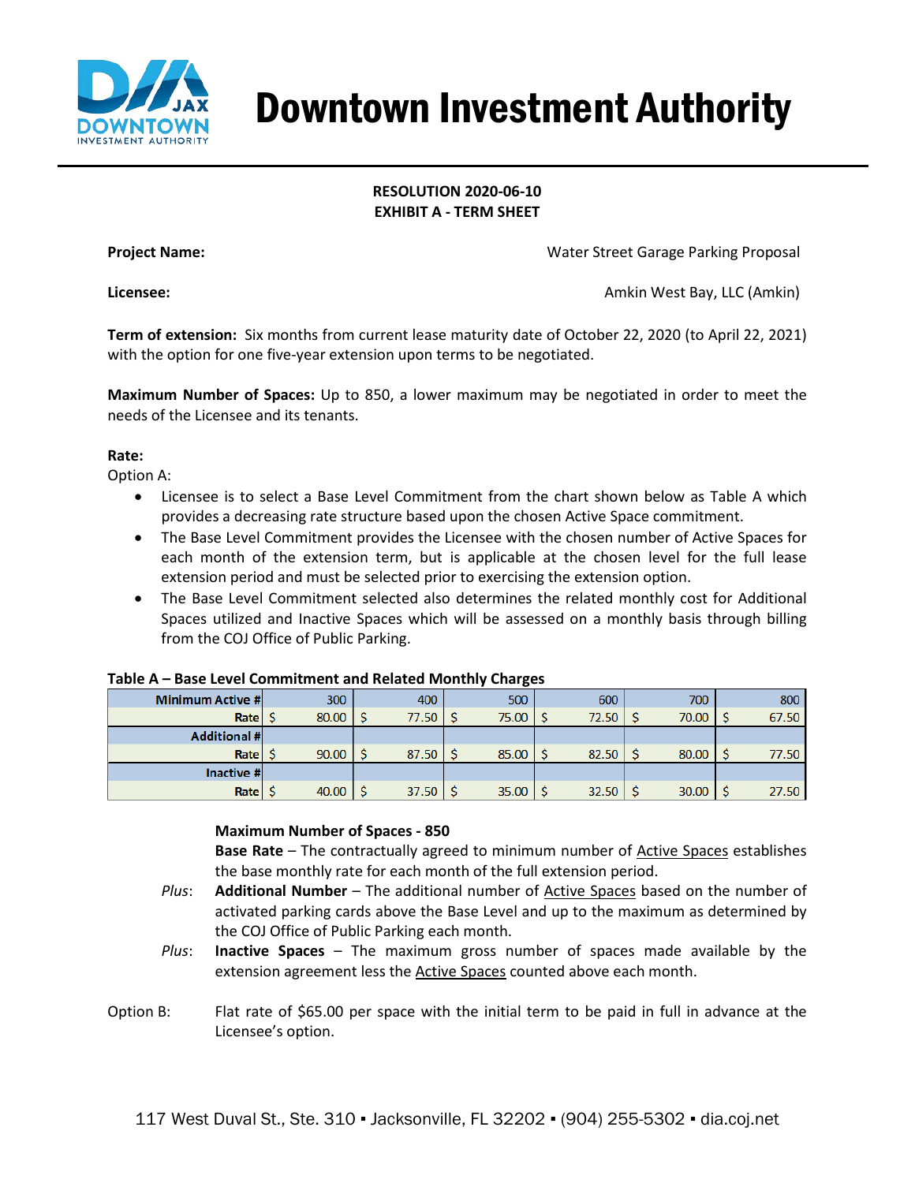# Downtown Investment Authority

**RESOLUTION 2020-06-10**
**EXHIBIT A - TERM SHEET**

**Project Name:** Water Street Garage Parking Proposal

**Licensee:** Amkin West Bay, LLC (Amkin)

**Term of extension:** Six months from current lease maturity date of October 22, 2020 (to April 22, 2021) with the option for one five-year extension upon terms to be negotiated.

**Maximum Number of Spaces:** Up to 850, a lower maximum may be negotiated in order to meet the needs of the Licensee and its tenants.

**Rate:**

Option A:

- Licensee is to select a Base Level Commitment from the chart shown below as Table A which provides a decreasing rate structure based upon the chosen Active Space commitment.
- The Base Level Commitment provides the Licensee with the chosen number of Active Spaces for each month of the extension term, but is applicable at the chosen level for the full lease extension period and must be selected prior to exercising the extension option.
- The Base Level Commitment selected also determines the related monthly cost for Additional Spaces utilized and Inactive Spaces which will be assessed on a monthly basis through billing from the COJ Office of Public Parking.

**Table A – Base Level Commitment and Related Monthly Charges**

| Minimum Active # | 300 | 400 | 500 | 600 | 700 | 800 |
|---|---|---|---|---|---|---|
| Rate | $ 80.00 | $ 77.50 | $ 75.00 | $ 72.50 | $ 70.00 | $ 67.50 |
| Additional # | | | | | | |
| Rate | $ 90.00 | $ 87.50 | $ 85.00 | $ 82.50 | $ 80.00 | $ 77.50 |
| Inactive # | | | | | | |
| Rate | $ 40.00 | $ 37.50 | $ 35.00 | $ 32.50 | $ 30.00 | $ 27.50 |

**Maximum Number of Spaces - 850**

**Base Rate** – The contractually agreed to minimum number of Active Spaces establishes the base monthly rate for each month of the full extension period.

*Plus*: **Additional Number** – The additional number of Active Spaces based on the number of activated parking cards above the Base Level and up to the maximum as determined by the COJ Office of Public Parking each month.

*Plus*: **Inactive Spaces** – The maximum gross number of spaces made available by the extension agreement less the Active Spaces counted above each month.

Option B: Flat rate of $65.00 per space with the initial term to be paid in full in advance at the Licensee's option.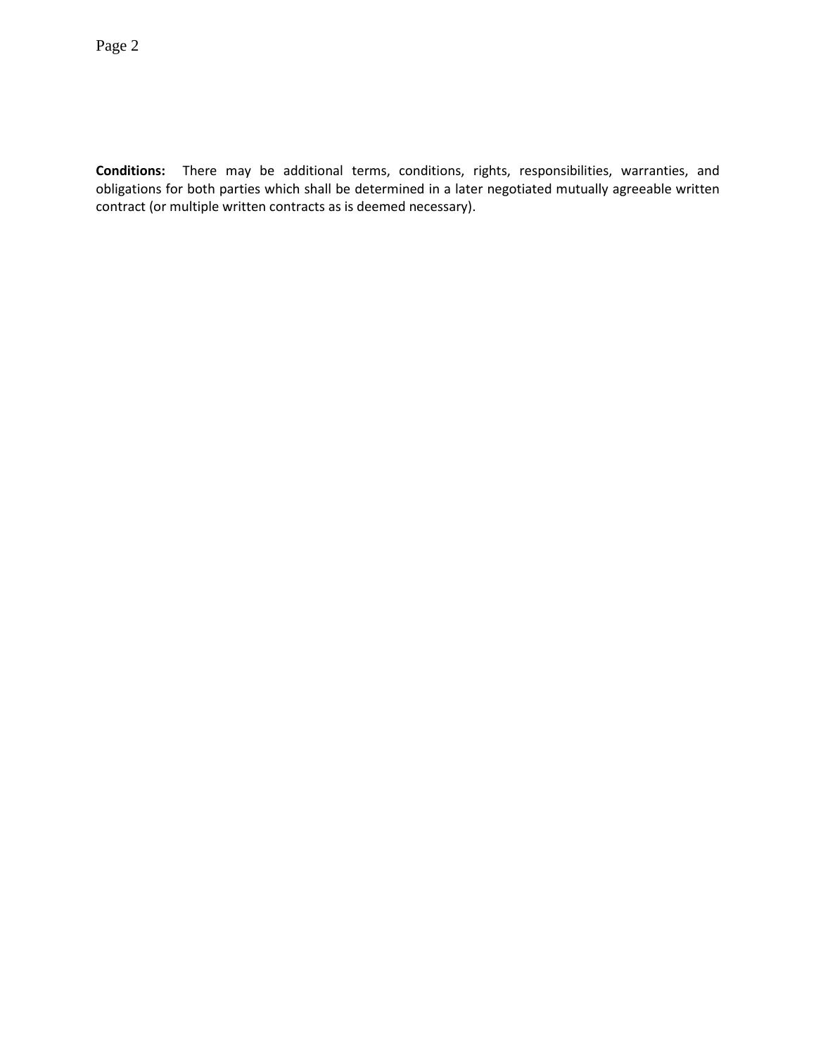**Conditions:** There may be additional terms, conditions, rights, responsibilities, warranties, and obligations for both parties which shall be determined in a later negotiated mutually agreeable written contract (or multiple written contracts as is deemed necessary).